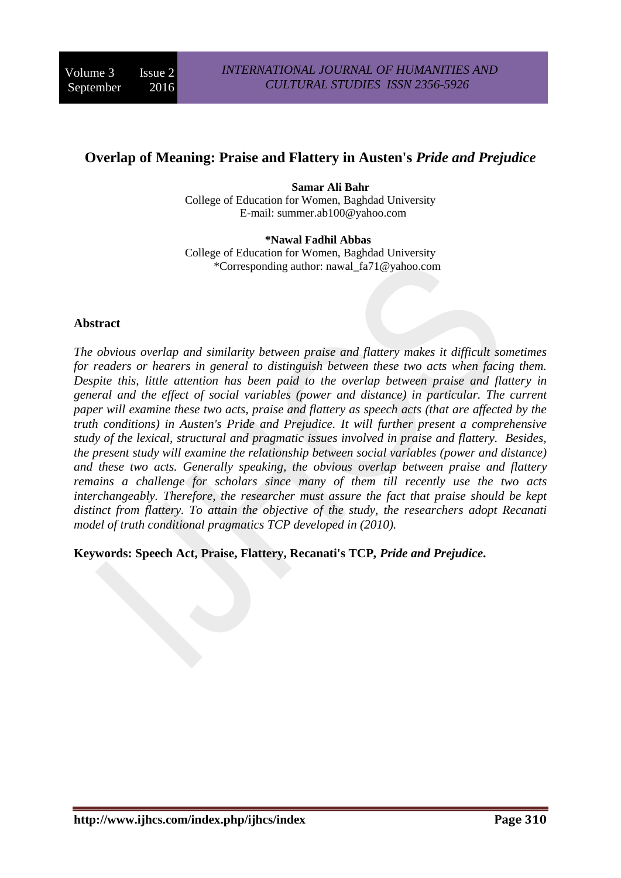# Overlap of Meaning: Praise and Flattery in Austen's *Pride and Prejudice*

**Samar Ali Bahr**
College of Education for Women, Baghdad University
E-mail: summer.ab100@yahoo.com

**\*Nawal Fadhil Abbas**
College of Education for Women, Baghdad University
\*Corresponding author: nawal_fa71@yahoo.com

## Abstract

*The obvious overlap and similarity between praise and flattery makes it difficult sometimes for readers or hearers in general to distinguish between these two acts when facing them. Despite this, little attention has been paid to the overlap between praise and flattery in general and the effect of social variables (power and distance) in particular. The current paper will examine these two acts, praise and flattery as speech acts (that are affected by the truth conditions) in Austen's Pride and Prejudice. It will further present a comprehensive study of the lexical, structural and pragmatic issues involved in praise and flattery. Besides, the present study will examine the relationship between social variables (power and distance) and these two acts. Generally speaking, the obvious overlap between praise and flattery remains a challenge for scholars since many of them till recently use the two acts interchangeably. Therefore, the researcher must assure the fact that praise should be kept distinct from flattery. To attain the objective of the study, the researchers adopt Recanati model of truth conditional pragmatics TCP developed in (2010).*

**Keywords: Speech Act, Praise, Flattery, Recanati's TCP, *Pride and Prejudice*.**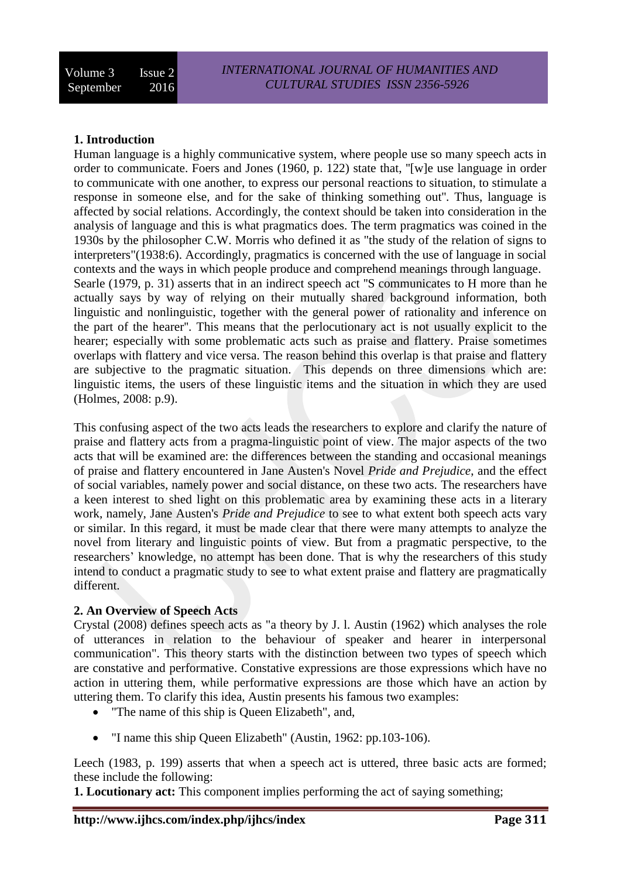## 1. Introduction

Human language is a highly communicative system, where people use so many speech acts in order to communicate. Foers and Jones (1960, p. 122) state that, "[w]e use language in order to communicate with one another, to express our personal reactions to situation, to stimulate a response in someone else, and for the sake of thinking something out". Thus, language is affected by social relations. Accordingly, the context should be taken into consideration in the analysis of language and this is what pragmatics does. The term pragmatics was coined in the 1930s by the philosopher C.W. Morris who defined it as "the study of the relation of signs to interpreters"(1938:6). Accordingly, pragmatics is concerned with the use of language in social contexts and the ways in which people produce and comprehend meanings through language.
Searle (1979, p. 31) asserts that in an indirect speech act "S communicates to H more than he actually says by way of relying on their mutually shared background information, both linguistic and nonlinguistic, together with the general power of rationality and inference on the part of the hearer". This means that the perlocutionary act is not usually explicit to the hearer; especially with some problematic acts such as praise and flattery. Praise sometimes overlaps with flattery and vice versa. The reason behind this overlap is that praise and flattery are subjective to the pragmatic situation. This depends on three dimensions which are: linguistic items, the users of these linguistic items and the situation in which they are used (Holmes, 2008: p.9).

This confusing aspect of the two acts leads the researchers to explore and clarify the nature of praise and flattery acts from a pragma-linguistic point of view. The major aspects of the two acts that will be examined are: the differences between the standing and occasional meanings of praise and flattery encountered in Jane Austen's Novel *Pride and Prejudice*, and the effect of social variables, namely power and social distance, on these two acts. The researchers have a keen interest to shed light on this problematic area by examining these acts in a literary work, namely, Jane Austen's *Pride and Prejudice* to see to what extent both speech acts vary or similar. In this regard, it must be made clear that there were many attempts to analyze the novel from literary and linguistic points of view. But from a pragmatic perspective, to the researchers' knowledge, no attempt has been done. That is why the researchers of this study intend to conduct a pragmatic study to see to what extent praise and flattery are pragmatically different.

## 2. An Overview of Speech Acts

Crystal (2008) defines speech acts as "a theory by J. l. Austin (1962) which analyses the role of utterances in relation to the behaviour of speaker and hearer in interpersonal communication". This theory starts with the distinction between two types of speech which are constative and performative. Constative expressions are those expressions which have no action in uttering them, while performative expressions are those which have an action by uttering them. To clarify this idea, Austin presents his famous two examples:

- "The name of this ship is Queen Elizabeth", and,
- "I name this ship Queen Elizabeth" (Austin, 1962: pp.103-106).

Leech (1983, p. 199) asserts that when a speech act is uttered, three basic acts are formed; these include the following:

**1. Locutionary act:** This component implies performing the act of saying something;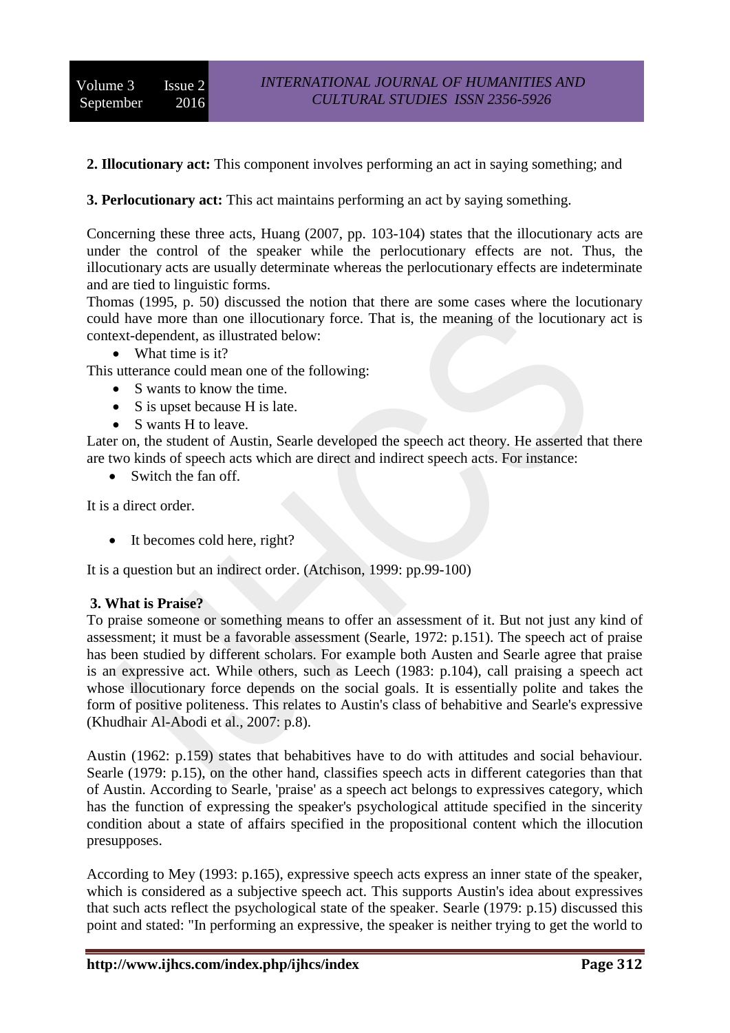**2. Illocutionary act:** This component involves performing an act in saying something; and

**3. Perlocutionary act:** This act maintains performing an act by saying something.

Concerning these three acts, Huang (2007, pp. 103-104) states that the illocutionary acts are under the control of the speaker while the perlocutionary effects are not. Thus, the illocutionary acts are usually determinate whereas the perlocutionary effects are indeterminate and are tied to linguistic forms.
Thomas (1995, p. 50) discussed the notion that there are some cases where the locutionary could have more than one illocutionary force. That is, the meaning of the locutionary act is context-dependent, as illustrated below:

- What time is it?

This utterance could mean one of the following:

- S wants to know the time.
- S is upset because H is late.
- S wants H to leave.

Later on, the student of Austin, Searle developed the speech act theory. He asserted that there are two kinds of speech acts which are direct and indirect speech acts. For instance:

- Switch the fan off.

It is a direct order.

- It becomes cold here, right?

It is a question but an indirect order. (Atchison, 1999: pp.99-100)

## 3. What is Praise?

To praise someone or something means to offer an assessment of it. But not just any kind of assessment; it must be a favorable assessment (Searle, 1972: p.151). The speech act of praise has been studied by different scholars. For example both Austen and Searle agree that praise is an expressive act. While others, such as Leech (1983: p.104), call praising a speech act whose illocutionary force depends on the social goals. It is essentially polite and takes the form of positive politeness. This relates to Austin's class of behabitive and Searle's expressive (Khudhair Al-Abodi et al., 2007: p.8).

Austin (1962: p.159) states that behabitives have to do with attitudes and social behaviour. Searle (1979: p.15), on the other hand, classifies speech acts in different categories than that of Austin. According to Searle, 'praise' as a speech act belongs to expressives category, which has the function of expressing the speaker's psychological attitude specified in the sincerity condition about a state of affairs specified in the propositional content which the illocution presupposes.

According to Mey (1993: p.165), expressive speech acts express an inner state of the speaker, which is considered as a subjective speech act. This supports Austin's idea about expressives that such acts reflect the psychological state of the speaker. Searle (1979: p.15) discussed this point and stated: "In performing an expressive, the speaker is neither trying to get the world to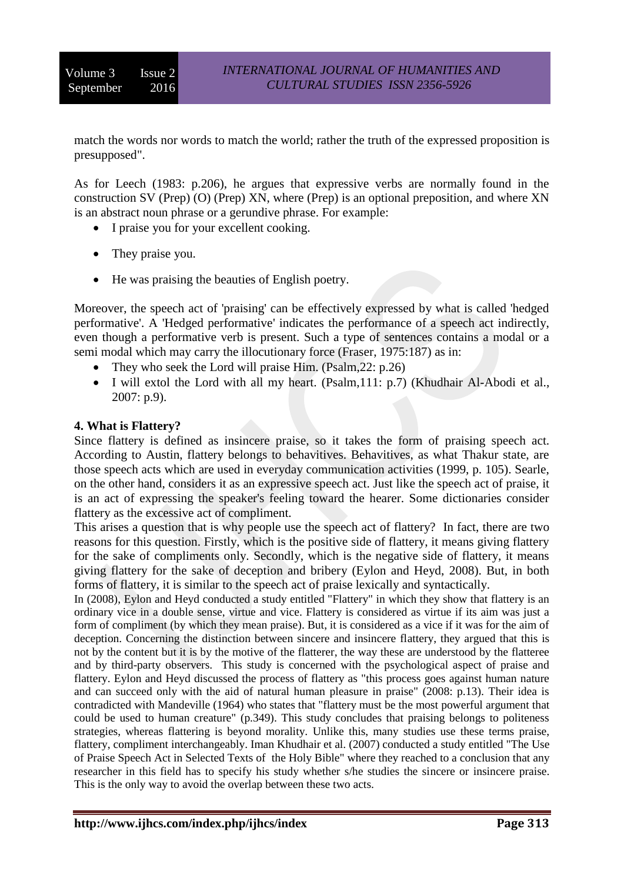match the words nor words to match the world; rather the truth of the expressed proposition is presupposed".

As for Leech (1983: p.206), he argues that expressive verbs are normally found in the construction SV (Prep) (O) (Prep) XN, where (Prep) is an optional preposition, and where XN is an abstract noun phrase or a gerundive phrase. For example:

- I praise you for your excellent cooking.
- They praise you.
- He was praising the beauties of English poetry.

Moreover, the speech act of 'praising' can be effectively expressed by what is called 'hedged performative'. A 'Hedged performative' indicates the performance of a speech act indirectly, even though a performative verb is present. Such a type of sentences contains a modal or a semi modal which may carry the illocutionary force (Fraser, 1975:187) as in:

- They who seek the Lord will praise Him. (Psalm,22: p.26)
- I will extol the Lord with all my heart. (Psalm,111: p.7) (Khudhair Al-Abodi et al., 2007: p.9).

**4. What is Flattery?**

Since flattery is defined as insincere praise, so it takes the form of praising speech act. According to Austin, flattery belongs to behavitives. Behavitives, as what Thakur state, are those speech acts which are used in everyday communication activities (1999, p. 105). Searle, on the other hand, considers it as an expressive speech act. Just like the speech act of praise, it is an act of expressing the speaker's feeling toward the hearer. Some dictionaries consider flattery as the excessive act of compliment.

This arises a question that is why people use the speech act of flattery? In fact, there are two reasons for this question. Firstly, which is the positive side of flattery, it means giving flattery for the sake of compliments only. Secondly, which is the negative side of flattery, it means giving flattery for the sake of deception and bribery (Eylon and Heyd, 2008). But, in both forms of flattery, it is similar to the speech act of praise lexically and syntactically.

In (2008), Eylon and Heyd conducted a study entitled "Flattery" in which they show that flattery is an ordinary vice in a double sense, virtue and vice. Flattery is considered as virtue if its aim was just a form of compliment (by which they mean praise). But, it is considered as a vice if it was for the aim of deception. Concerning the distinction between sincere and insincere flattery, they argued that this is not by the content but it is by the motive of the flatterer, the way these are understood by the flatteree and by third-party observers. This study is concerned with the psychological aspect of praise and flattery. Eylon and Heyd discussed the process of flattery as "this process goes against human nature and can succeed only with the aid of natural human pleasure in praise" (2008: p.13). Their idea is contradicted with Mandeville (1964) who states that "flattery must be the most powerful argument that could be used to human creature" (p.349). This study concludes that praising belongs to politeness strategies, whereas flattering is beyond morality. Unlike this, many studies use these terms praise, flattery, compliment interchangeably. Iman Khudhair et al. (2007) conducted a study entitled "The Use of Praise Speech Act in Selected Texts of the Holy Bible" where they reached to a conclusion that any researcher in this field has to specify his study whether s/he studies the sincere or insincere praise. This is the only way to avoid the overlap between these two acts.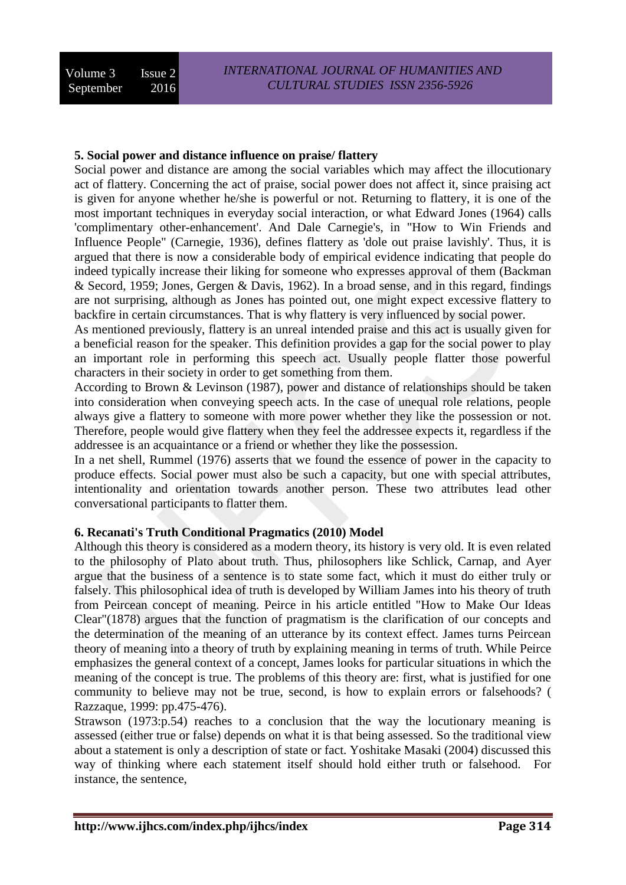## 5. Social power and distance influence on praise/ flattery

Social power and distance are among the social variables which may affect the illocutionary act of flattery. Concerning the act of praise, social power does not affect it, since praising act is given for anyone whether he/she is powerful or not. Returning to flattery, it is one of the most important techniques in everyday social interaction, or what Edward Jones (1964) calls 'complimentary other-enhancement'. And Dale Carnegie's, in "How to Win Friends and Influence People" (Carnegie, 1936), defines flattery as 'dole out praise lavishly'. Thus, it is argued that there is now a considerable body of empirical evidence indicating that people do indeed typically increase their liking for someone who expresses approval of them (Backman & Secord, 1959; Jones, Gergen & Davis, 1962). In a broad sense, and in this regard, findings are not surprising, although as Jones has pointed out, one might expect excessive flattery to backfire in certain circumstances. That is why flattery is very influenced by social power.

As mentioned previously, flattery is an unreal intended praise and this act is usually given for a beneficial reason for the speaker. This definition provides a gap for the social power to play an important role in performing this speech act. Usually people flatter those powerful characters in their society in order to get something from them.

According to Brown & Levinson (1987), power and distance of relationships should be taken into consideration when conveying speech acts. In the case of unequal role relations, people always give a flattery to someone with more power whether they like the possession or not. Therefore, people would give flattery when they feel the addressee expects it, regardless if the addressee is an acquaintance or a friend or whether they like the possession.

In a net shell, Rummel (1976) asserts that we found the essence of power in the capacity to produce effects. Social power must also be such a capacity, but one with special attributes, intentionality and orientation towards another person. These two attributes lead other conversational participants to flatter them.

## 6. Recanati's Truth Conditional Pragmatics (2010) Model

Although this theory is considered as a modern theory, its history is very old. It is even related to the philosophy of Plato about truth. Thus, philosophers like Schlick, Carnap, and Ayer argue that the business of a sentence is to state some fact, which it must do either truly or falsely. This philosophical idea of truth is developed by William James into his theory of truth from Peircean concept of meaning. Peirce in his article entitled "How to Make Our Ideas Clear"(1878) argues that the function of pragmatism is the clarification of our concepts and the determination of the meaning of an utterance by its context effect. James turns Peircean theory of meaning into a theory of truth by explaining meaning in terms of truth. While Peirce emphasizes the general context of a concept, James looks for particular situations in which the meaning of the concept is true. The problems of this theory are: first, what is justified for one community to believe may not be true, second, is how to explain errors or falsehoods? ( Razzaque, 1999: pp.475-476).

Strawson (1973:p.54) reaches to a conclusion that the way the locutionary meaning is assessed (either true or false) depends on what it is that being assessed. So the traditional view about a statement is only a description of state or fact. Yoshitake Masaki (2004) discussed this way of thinking where each statement itself should hold either truth or falsehood. For instance, the sentence,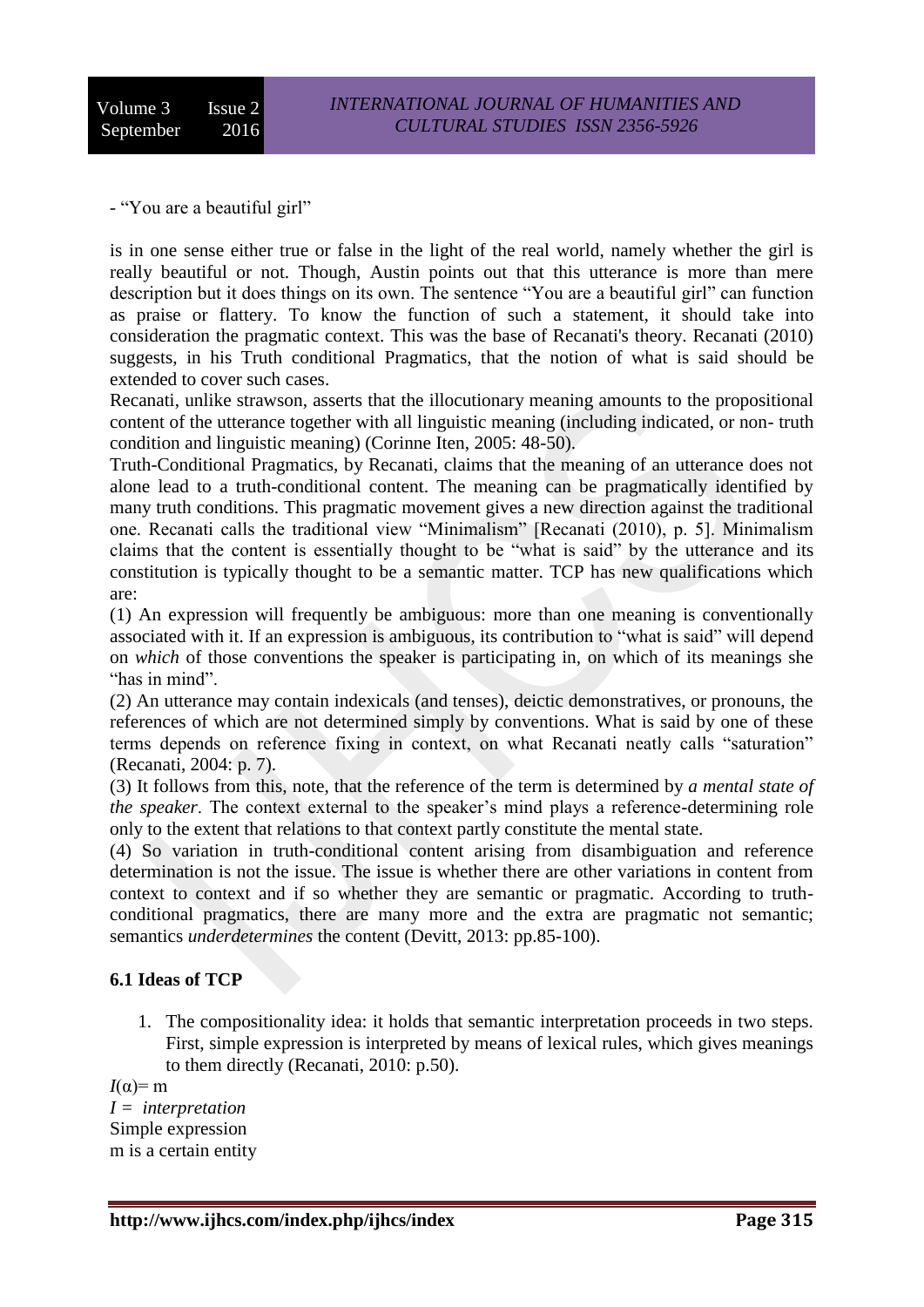- "You are a beautiful girl"

is in one sense either true or false in the light of the real world, namely whether the girl is really beautiful or not. Though, Austin points out that this utterance is more than mere description but it does things on its own. The sentence "You are a beautiful girl" can function as praise or flattery. To know the function of such a statement, it should take into consideration the pragmatic context. This was the base of Recanati's theory. Recanati (2010) suggests, in his Truth conditional Pragmatics, that the notion of what is said should be extended to cover such cases.

Recanati, unlike strawson, asserts that the illocutionary meaning amounts to the propositional content of the utterance together with all linguistic meaning (including indicated, or non- truth condition and linguistic meaning) (Corinne Iten, 2005: 48-50).

Truth-Conditional Pragmatics, by Recanati, claims that the meaning of an utterance does not alone lead to a truth-conditional content. The meaning can be pragmatically identified by many truth conditions. This pragmatic movement gives a new direction against the traditional one. Recanati calls the traditional view "Minimalism" [Recanati (2010), p. 5]. Minimalism claims that the content is essentially thought to be "what is said" by the utterance and its constitution is typically thought to be a semantic matter. TCP has new qualifications which are:

(1) An expression will frequently be ambiguous: more than one meaning is conventionally associated with it. If an expression is ambiguous, its contribution to "what is said" will depend on *which* of those conventions the speaker is participating in, on which of its meanings she "has in mind".

(2) An utterance may contain indexicals (and tenses), deictic demonstratives, or pronouns, the references of which are not determined simply by conventions. What is said by one of these terms depends on reference fixing in context, on what Recanati neatly calls "saturation" (Recanati, 2004: p. 7).

(3) It follows from this, note, that the reference of the term is determined by *a mental state of the speaker*. The context external to the speaker's mind plays a reference-determining role only to the extent that relations to that context partly constitute the mental state.

(4) So variation in truth-conditional content arising from disambiguation and reference determination is not the issue. The issue is whether there are other variations in content from context to context and if so whether they are semantic or pragmatic. According to truth-conditional pragmatics, there are many more and the extra are pragmatic not semantic; semantics *underdetermines* the content (Devitt, 2013: pp.85-100).

### 6.1 Ideas of TCP

1. The compositionality idea: it holds that semantic interpretation proceeds in two steps. First, simple expression is interpreted by means of lexical rules, which gives meanings to them directly (Recanati, 2010: p.50).

$I(\alpha) = m$

*I = interpretation*

Simple expression

m is a certain entity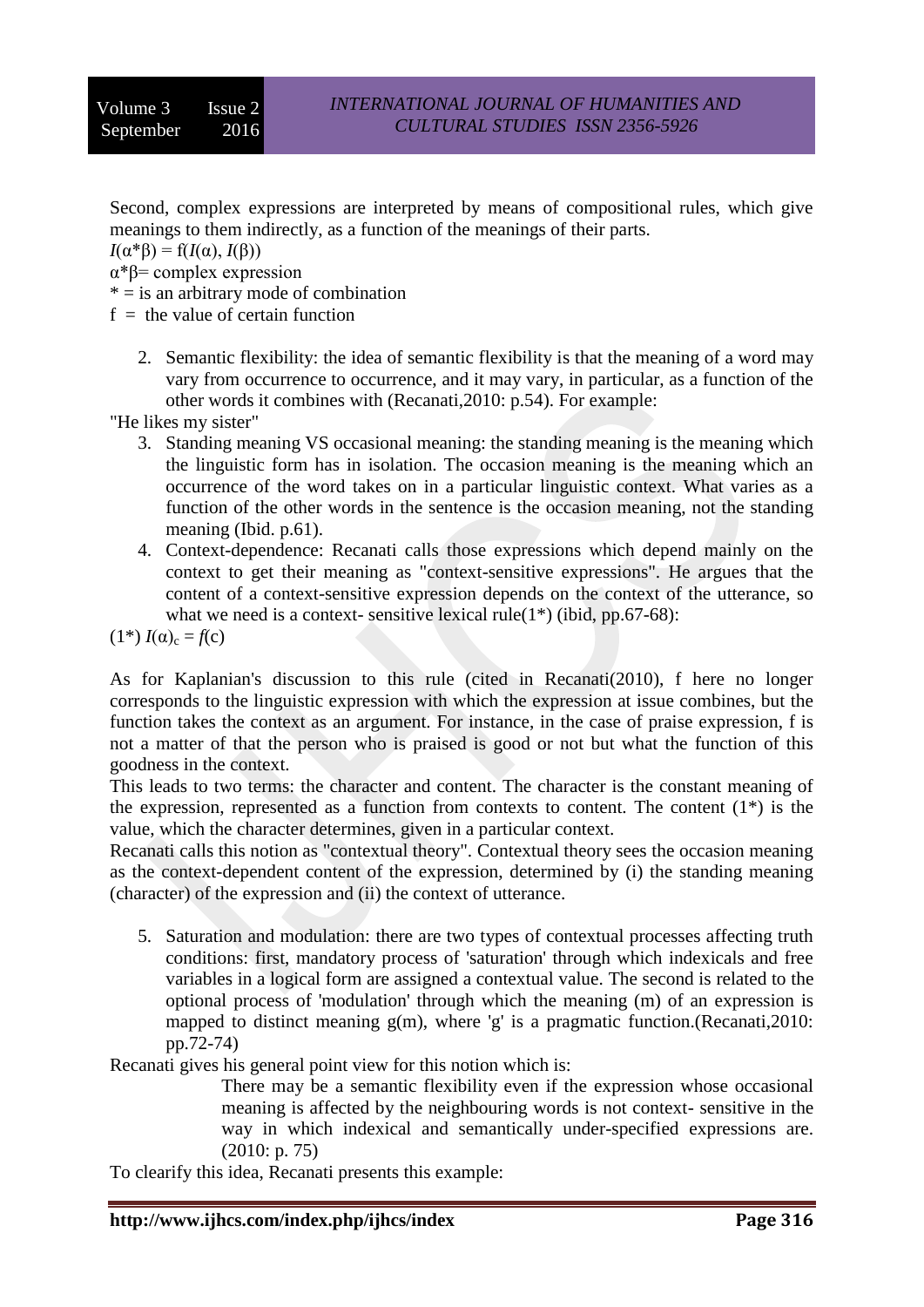Second, complex expressions are interpreted by means of compositional rules, which give meanings to them indirectly, as a function of the meanings of their parts.

$I(\alpha*\beta) = f(I(\alpha), I(\beta))$

$\alpha*\beta$= complex expression

* = is an arbitrary mode of combination

f = the value of certain function

2. Semantic flexibility: the idea of semantic flexibility is that the meaning of a word may vary from occurrence to occurrence, and it may vary, in particular, as a function of the other words it combines with (Recanati,2010: p.54). For example:

"He likes my sister"

3. Standing meaning VS occasional meaning: the standing meaning is the meaning which the linguistic form has in isolation. The occasion meaning is the meaning which an occurrence of the word takes on in a particular linguistic context. What varies as a function of the other words in the sentence is the occasion meaning, not the standing meaning (Ibid. p.61).
4. Context-dependence: Recanati calls those expressions which depend mainly on the context to get their meaning as "context-sensitive expressions". He argues that the content of a context-sensitive expression depends on the context of the utterance, so what we need is a context- sensitive lexical rule(1*) (ibid, pp.67-68):

(1*) $I(\alpha)_c = f(c)$

As for Kaplanian's discussion to this rule (cited in Recanati(2010), f here no longer corresponds to the linguistic expression with which the expression at issue combines, but the function takes the context as an argument. For instance, in the case of praise expression, f is not a matter of that the person who is praised is good or not but what the function of this goodness in the context.

This leads to two terms: the character and content. The character is the constant meaning of the expression, represented as a function from contexts to content. The content (1*) is the value, which the character determines, given in a particular context.

Recanati calls this notion as "contextual theory". Contextual theory sees the occasion meaning as the context-dependent content of the expression, determined by (i) the standing meaning (character) of the expression and (ii) the context of utterance.

5. Saturation and modulation: there are two types of contextual processes affecting truth conditions: first, mandatory process of 'saturation' through which indexicals and free variables in a logical form are assigned a contextual value. The second is related to the optional process of 'modulation' through which the meaning (m) of an expression is mapped to distinct meaning g(m), where 'g' is a pragmatic function.(Recanati,2010: pp.72-74)

Recanati gives his general point view for this notion which is:

> There may be a semantic flexibility even if the expression whose occasional meaning is affected by the neighbouring words is not context- sensitive in the way in which indexical and semantically under-specified expressions are. (2010: p. 75)

To clearify this idea, Recanati presents this example: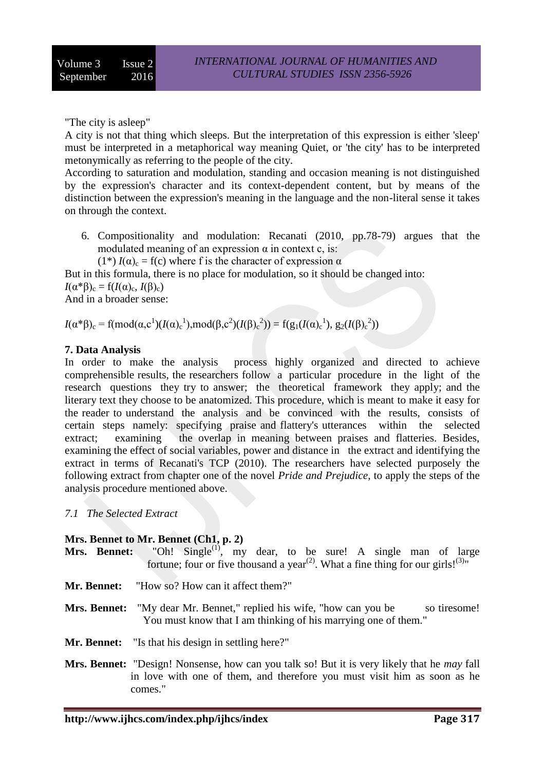"The city is asleep"

A city is not that thing which sleeps. But the interpretation of this expression is either 'sleep' must be interpreted in a metaphorical way meaning Quiet, or 'the city' has to be interpreted metonymically as referring to the people of the city.

According to saturation and modulation, standing and occasion meaning is not distinguished by the expression's character and its context-dependent content, but by means of the distinction between the expression's meaning in the language and the non-literal sense it takes on through the context.

6. Compositionality and modulation: Recanati (2010, pp.78-79) argues that the modulated meaning of an expression $\alpha$ in context c, is:

   (1*) $I(\alpha)_c = f(c)$ where f is the character of expression $\alpha$

But in this formula, there is no place for modulation, so it should be changed into:

$I(\alpha*\beta)_c = f(I(\alpha)_c, I(\beta)_c)$

And in a broader sense:

$$I(\alpha*\beta)_c = f(\text{mod}(\alpha,c^1)(I(\alpha)_c^{\ 1}),\text{mod}(\beta,c^2)(I(\beta)_c^{\ 2})) = f(g_1(I(\alpha)_c^{\ 1}), g_2(I(\beta)_c^{\ 2}))$$

## 7. Data Analysis

In order to make the analysis process highly organized and directed to achieve comprehensible results, the researchers follow a particular procedure in the light of the research questions they try to answer; the theoretical framework they apply; and the literary text they choose to be anatomized. This procedure, which is meant to make it easy for the reader to understand the analysis and be convinced with the results, consists of certain steps namely: specifying praise and flattery's utterances within the selected extract; examining the overlap in meaning between praises and flatteries. Besides, examining the effect of social variables, power and distance in the extract and identifying the extract in terms of Recanati's TCP (2010). The researchers have selected purposely the following extract from chapter one of the novel *Pride and Prejudice*, to apply the steps of the analysis procedure mentioned above.

### *7.1 The Selected Extract*

**Mrs. Bennet to Mr. Bennet (Ch1, p. 2)**

**Mrs. Bennet:** "Oh! Single[(1)], my dear, to be sure! A single man of large fortune; four or five thousand a year[(2)]. What a fine thing for our girls![(3)]"

**Mr. Bennet:** "How so? How can it affect them?"

**Mrs. Bennet:** "My dear Mr. Bennet," replied his wife, "how can you be so tiresome! You must know that I am thinking of his marrying one of them."

**Mr. Bennet:** "Is that his design in settling here?"

**Mrs. Bennet:** "Design! Nonsense, how can you talk so! But it is very likely that he *may* fall in love with one of them, and therefore you must visit him as soon as he comes."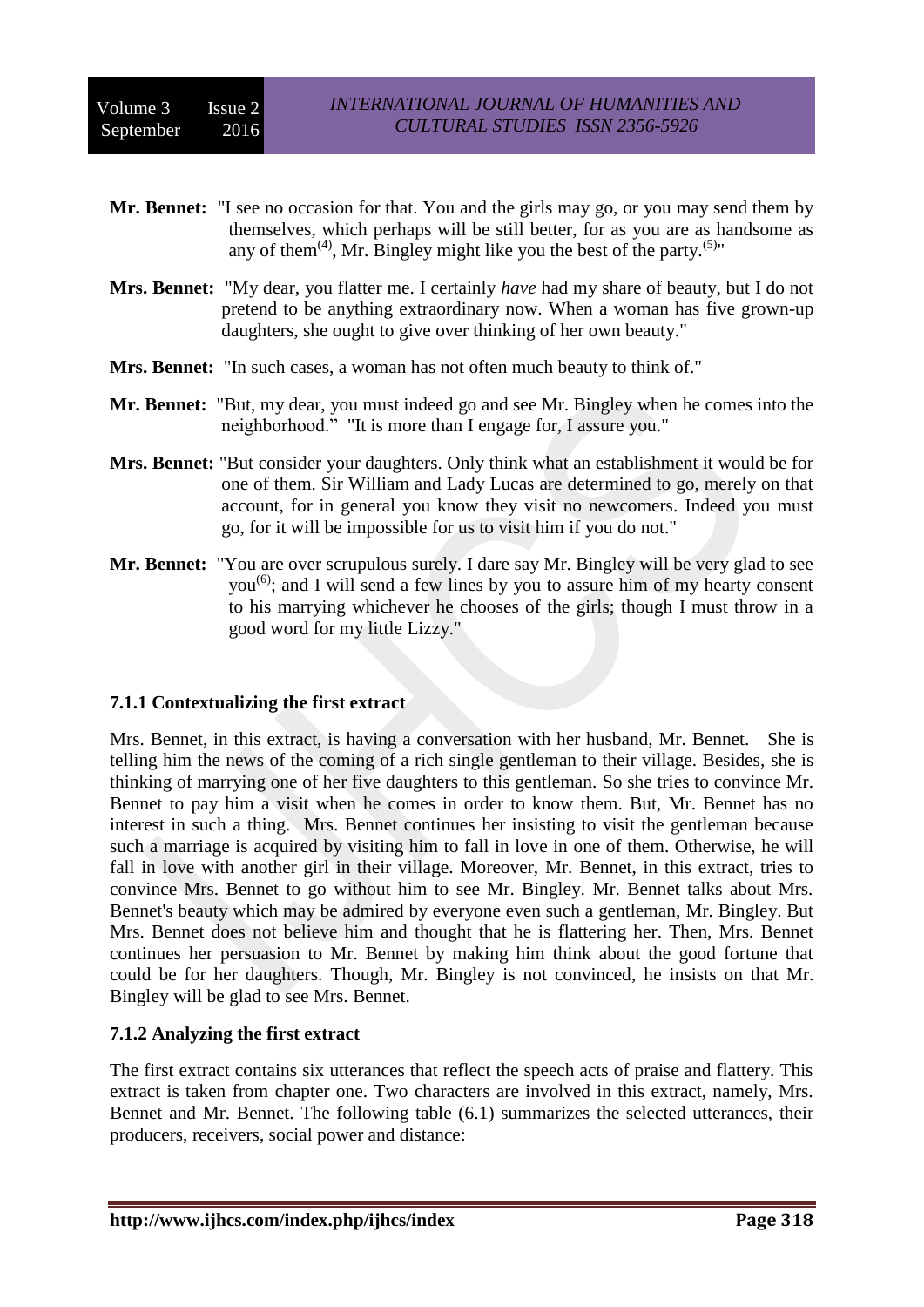**Mr. Bennet:** "I see no occasion for that. You and the girls may go, or you may send them by themselves, which perhaps will be still better, for as you are as handsome as any of them[(4)], Mr. Bingley might like you the best of the party.[(5)]"

**Mrs. Bennet:** "My dear, you flatter me. I certainly *have* had my share of beauty, but I do not pretend to be anything extraordinary now. When a woman has five grown-up daughters, she ought to give over thinking of her own beauty."

**Mrs. Bennet:** "In such cases, a woman has not often much beauty to think of."

**Mr. Bennet:** "But, my dear, you must indeed go and see Mr. Bingley when he comes into the neighborhood." "It is more than I engage for, I assure you."

**Mrs. Bennet:** "But consider your daughters. Only think what an establishment it would be for one of them. Sir William and Lady Lucas are determined to go, merely on that account, for in general you know they visit no newcomers. Indeed you must go, for it will be impossible for us to visit him if you do not."

**Mr. Bennet:** "You are over scrupulous surely. I dare say Mr. Bingley will be very glad to see you[(6)]; and I will send a few lines by you to assure him of my hearty consent to his marrying whichever he chooses of the girls; though I must throw in a good word for my little Lizzy."

### 7.1.1 Contextualizing the first extract

Mrs. Bennet, in this extract, is having a conversation with her husband, Mr. Bennet. She is telling him the news of the coming of a rich single gentleman to their village. Besides, she is thinking of marrying one of her five daughters to this gentleman. So she tries to convince Mr. Bennet to pay him a visit when he comes in order to know them. But, Mr. Bennet has no interest in such a thing. Mrs. Bennet continues her insisting to visit the gentleman because such a marriage is acquired by visiting him to fall in love in one of them. Otherwise, he will fall in love with another girl in their village. Moreover, Mr. Bennet, in this extract, tries to convince Mrs. Bennet to go without him to see Mr. Bingley. Mr. Bennet talks about Mrs. Bennet's beauty which may be admired by everyone even such a gentleman, Mr. Bingley. But Mrs. Bennet does not believe him and thought that he is flattering her. Then, Mrs. Bennet continues her persuasion to Mr. Bennet by making him think about the good fortune that could be for her daughters. Though, Mr. Bingley is not convinced, he insists on that Mr. Bingley will be glad to see Mrs. Bennet.

### 7.1.2 Analyzing the first extract

The first extract contains six utterances that reflect the speech acts of praise and flattery. This extract is taken from chapter one. Two characters are involved in this extract, namely, Mrs. Bennet and Mr. Bennet. The following table (6.1) summarizes the selected utterances, their producers, receivers, social power and distance: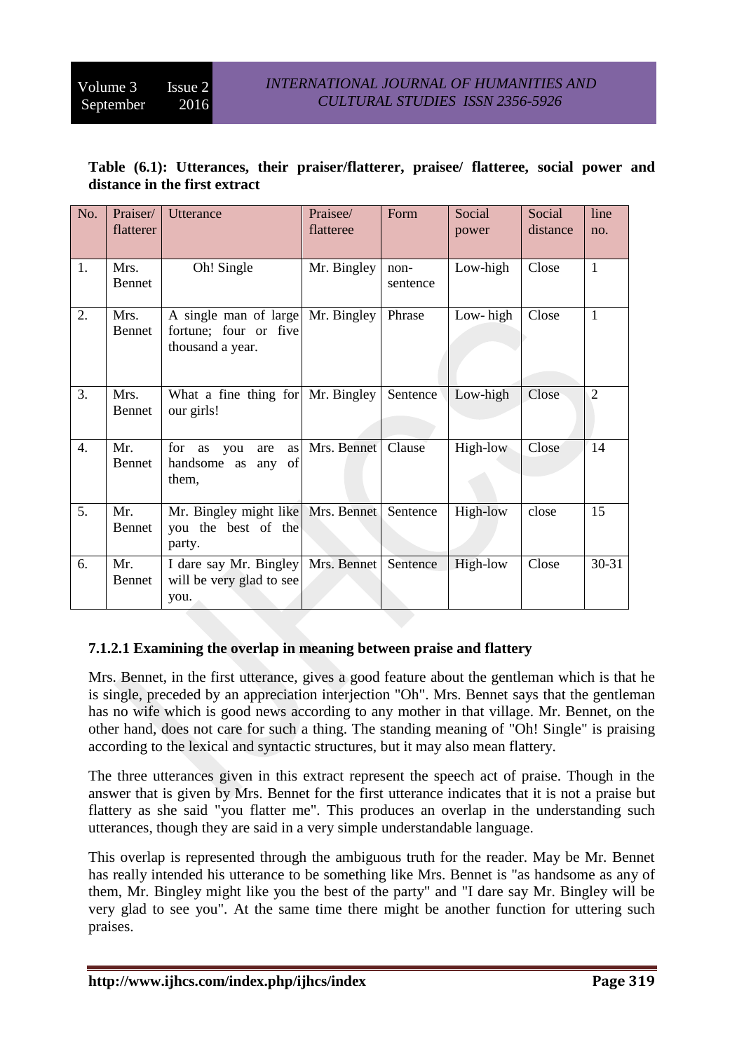**Table (6.1): Utterances, their praiser/flatterer, praisee/ flatteree, social power and distance in the first extract**

| No. | Praiser/ flatterer | Utterance | Praisee/ flatteree | Form | Social power | Social distance | line no. |
|---|---|---|---|---|---|---|---|
| 1. | Mrs. Bennet | Oh! Single | Mr. Bingley | non-sentence | Low-high | Close | 1 |
| 2. | Mrs. Bennet | A single man of large fortune; four or five thousand a year. | Mr. Bingley | Phrase | Low- high | Close | 1 |
| 3. | Mrs. Bennet | What a fine thing for our girls! | Mr. Bingley | Sentence | Low-high | Close | 2 |
| 4. | Mr. Bennet | for as you are as handsome as any of them, | Mrs. Bennet | Clause | High-low | Close | 14 |
| 5. | Mr. Bennet | Mr. Bingley might like you the best of the party. | Mrs. Bennet | Sentence | High-low | close | 15 |
| 6. | Mr. Bennet | I dare say Mr. Bingley will be very glad to see you. | Mrs. Bennet | Sentence | High-low | Close | 30-31 |

#### 7.1.2.1 Examining the overlap in meaning between praise and flattery

Mrs. Bennet, in the first utterance, gives a good feature about the gentleman which is that he is single, preceded by an appreciation interjection "Oh". Mrs. Bennet says that the gentleman has no wife which is good news according to any mother in that village. Mr. Bennet, on the other hand, does not care for such a thing. The standing meaning of "Oh! Single" is praising according to the lexical and syntactic structures, but it may also mean flattery.

The three utterances given in this extract represent the speech act of praise. Though in the answer that is given by Mrs. Bennet for the first utterance indicates that it is not a praise but flattery as she said "you flatter me". This produces an overlap in the understanding such utterances, though they are said in a very simple understandable language.

This overlap is represented through the ambiguous truth for the reader. May be Mr. Bennet has really intended his utterance to be something like Mrs. Bennet is "as handsome as any of them, Mr. Bingley might like you the best of the party" and "I dare say Mr. Bingley will be very glad to see you". At the same time there might be another function for uttering such praises.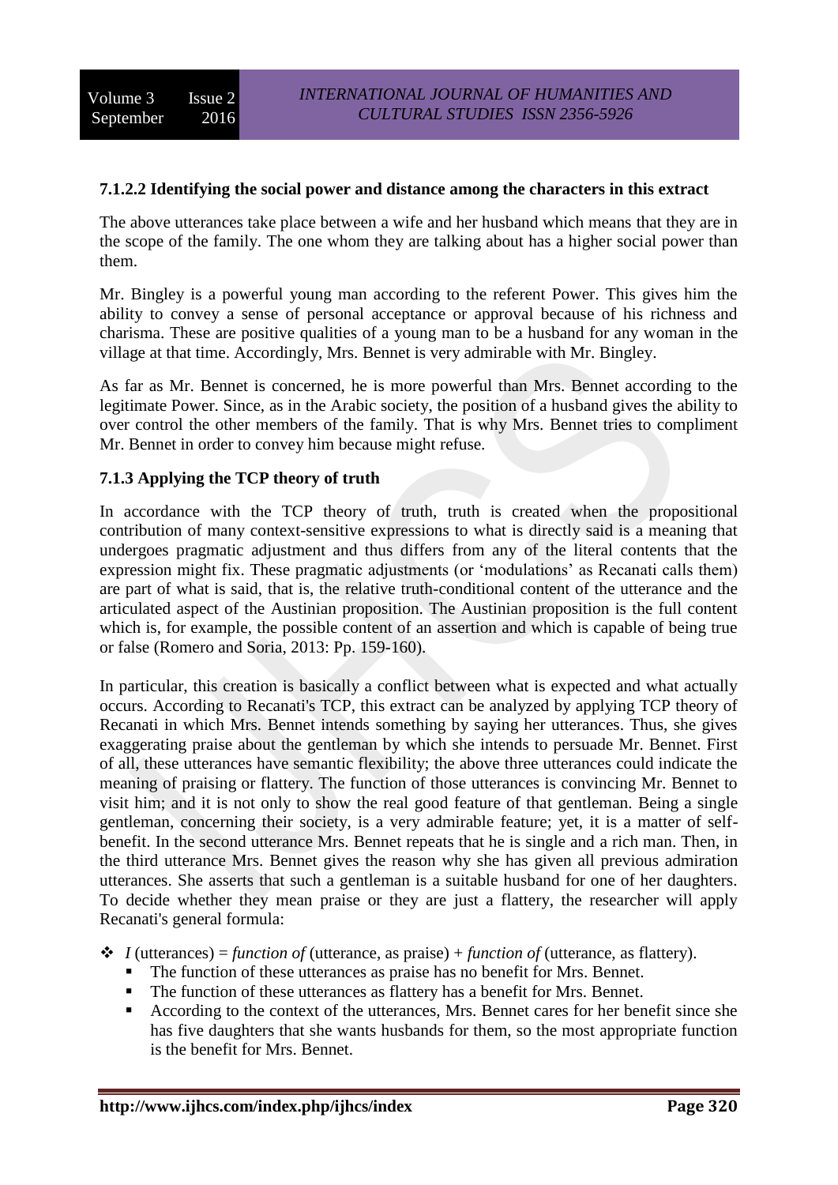#### 7.1.2.2 Identifying the social power and distance among the characters in this extract

The above utterances take place between a wife and her husband which means that they are in the scope of the family. The one whom they are talking about has a higher social power than them.

Mr. Bingley is a powerful young man according to the referent Power. This gives him the ability to convey a sense of personal acceptance or approval because of his richness and charisma. These are positive qualities of a young man to be a husband for any woman in the village at that time. Accordingly, Mrs. Bennet is very admirable with Mr. Bingley.

As far as Mr. Bennet is concerned, he is more powerful than Mrs. Bennet according to the legitimate Power. Since, as in the Arabic society, the position of a husband gives the ability to over control the other members of the family. That is why Mrs. Bennet tries to compliment Mr. Bennet in order to convey him because might refuse.

### 7.1.3 Applying the TCP theory of truth

In accordance with the TCP theory of truth, truth is created when the propositional contribution of many context-sensitive expressions to what is directly said is a meaning that undergoes pragmatic adjustment and thus differs from any of the literal contents that the expression might fix. These pragmatic adjustments (or 'modulations' as Recanati calls them) are part of what is said, that is, the relative truth-conditional content of the utterance and the articulated aspect of the Austinian proposition. The Austinian proposition is the full content which is, for example, the possible content of an assertion and which is capable of being true or false (Romero and Soria, 2013: Pp. 159-160).

In particular, this creation is basically a conflict between what is expected and what actually occurs. According to Recanati's TCP, this extract can be analyzed by applying TCP theory of Recanati in which Mrs. Bennet intends something by saying her utterances. Thus, she gives exaggerating praise about the gentleman by which she intends to persuade Mr. Bennet. First of all, these utterances have semantic flexibility; the above three utterances could indicate the meaning of praising or flattery. The function of those utterances is convincing Mr. Bennet to visit him; and it is not only to show the real good feature of that gentleman. Being a single gentleman, concerning their society, is a very admirable feature; yet, it is a matter of self-benefit. In the second utterance Mrs. Bennet repeats that he is single and a rich man. Then, in the third utterance Mrs. Bennet gives the reason why she has given all previous admiration utterances. She asserts that such a gentleman is a suitable husband for one of her daughters. To decide whether they mean praise or they are just a flattery, the researcher will apply Recanati's general formula:

- *I* (utterances) = *function of* (utterance, as praise) + *function of* (utterance, as flattery).
  - The function of these utterances as praise has no benefit for Mrs. Bennet.
  - The function of these utterances as flattery has a benefit for Mrs. Bennet.
  - According to the context of the utterances, Mrs. Bennet cares for her benefit since she has five daughters that she wants husbands for them, so the most appropriate function is the benefit for Mrs. Bennet.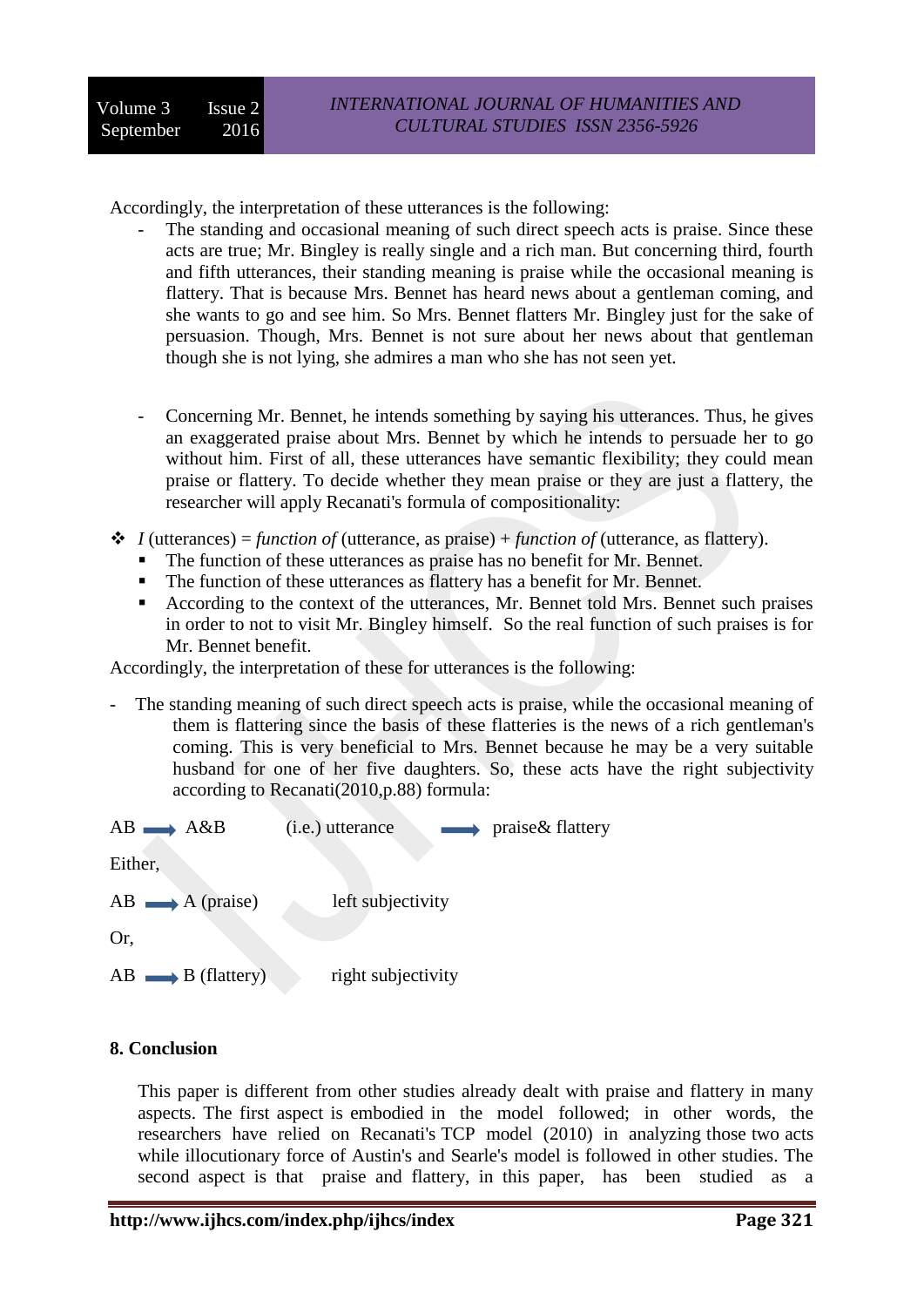Accordingly, the interpretation of these utterances is the following:

- The standing and occasional meaning of such direct speech acts is praise. Since these acts are true; Mr. Bingley is really single and a rich man. But concerning third, fourth and fifth utterances, their standing meaning is praise while the occasional meaning is flattery. That is because Mrs. Bennet has heard news about a gentleman coming, and she wants to go and see him. So Mrs. Bennet flatters Mr. Bingley just for the sake of persuasion. Though, Mrs. Bennet is not sure about her news about that gentleman though she is not lying, she admires a man who she has not seen yet.

- Concerning Mr. Bennet, he intends something by saying his utterances. Thus, he gives an exaggerated praise about Mrs. Bennet by which he intends to persuade her to go without him. First of all, these utterances have semantic flexibility; they could mean praise or flattery. To decide whether they mean praise or they are just a flattery, the researcher will apply Recanati's formula of compositionality:

❖ *I* (utterances) = *function of* (utterance, as praise) + *function of* (utterance, as flattery).
  - The function of these utterances as praise has no benefit for Mr. Bennet.
  - The function of these utterances as flattery has a benefit for Mr. Bennet.
  - According to the context of the utterances, Mr. Bennet told Mrs. Bennet such praises in order to not to visit Mr. Bingley himself. So the real function of such praises is for Mr. Bennet benefit.

Accordingly, the interpretation of these for utterances is the following:

- The standing meaning of such direct speech acts is praise, while the occasional meaning of them is flattering since the basis of these flatteries is the news of a rich gentleman's coming. This is very beneficial to Mrs. Bennet because he may be a very suitable husband for one of her five daughters. So, these acts have the right subjectivity according to Recanati(2010,p.88) formula:

AB ⟶ A&B (i.e.) utterance ⟶ praise& flattery

Either,

AB ⟶ A (praise) left subjectivity

Or,

AB ⟶ B (flattery) right subjectivity

## 8. Conclusion

This paper is different from other studies already dealt with praise and flattery in many aspects. The first aspect is embodied in the model followed; in other words, the researchers have relied on Recanati's TCP model (2010) in analyzing those two acts while illocutionary force of Austin's and Searle's model is followed in other studies. The second aspect is that praise and flattery, in this paper, has been studied as a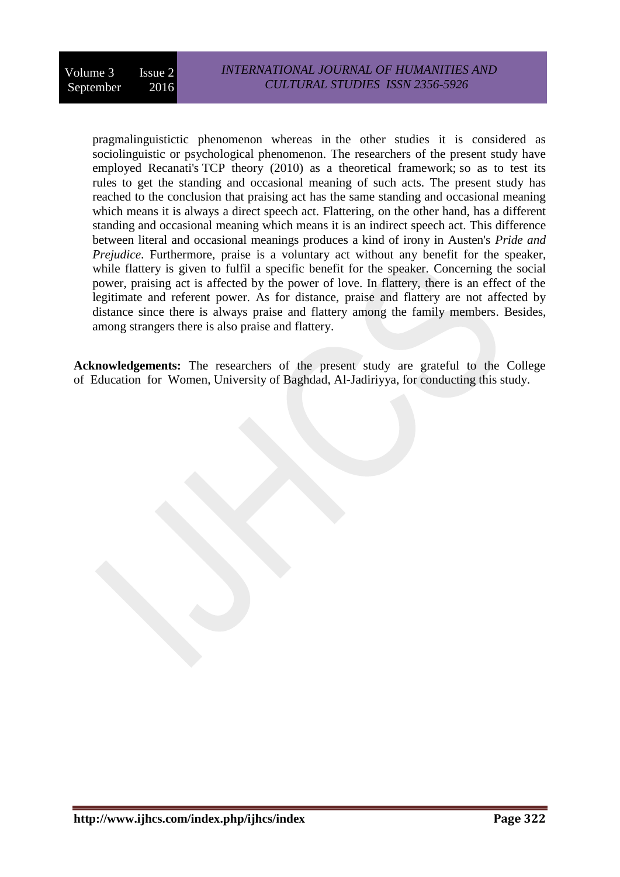pragmalinguistictic phenomenon whereas in the other studies it is considered as sociolinguistic or psychological phenomenon. The researchers of the present study have employed Recanati's TCP theory (2010) as a theoretical framework; so as to test its rules to get the standing and occasional meaning of such acts. The present study has reached to the conclusion that praising act has the same standing and occasional meaning which means it is always a direct speech act. Flattering, on the other hand, has a different standing and occasional meaning which means it is an indirect speech act. This difference between literal and occasional meanings produces a kind of irony in Austen's *Pride and Prejudice*. Furthermore, praise is a voluntary act without any benefit for the speaker, while flattery is given to fulfil a specific benefit for the speaker. Concerning the social power, praising act is affected by the power of love. In flattery, there is an effect of the legitimate and referent power. As for distance, praise and flattery are not affected by distance since there is always praise and flattery among the family members. Besides, among strangers there is also praise and flattery.

**Acknowledgements:** The researchers of the present study are grateful to the College of Education for Women, University of Baghdad, Al-Jadiriyya, for conducting this study.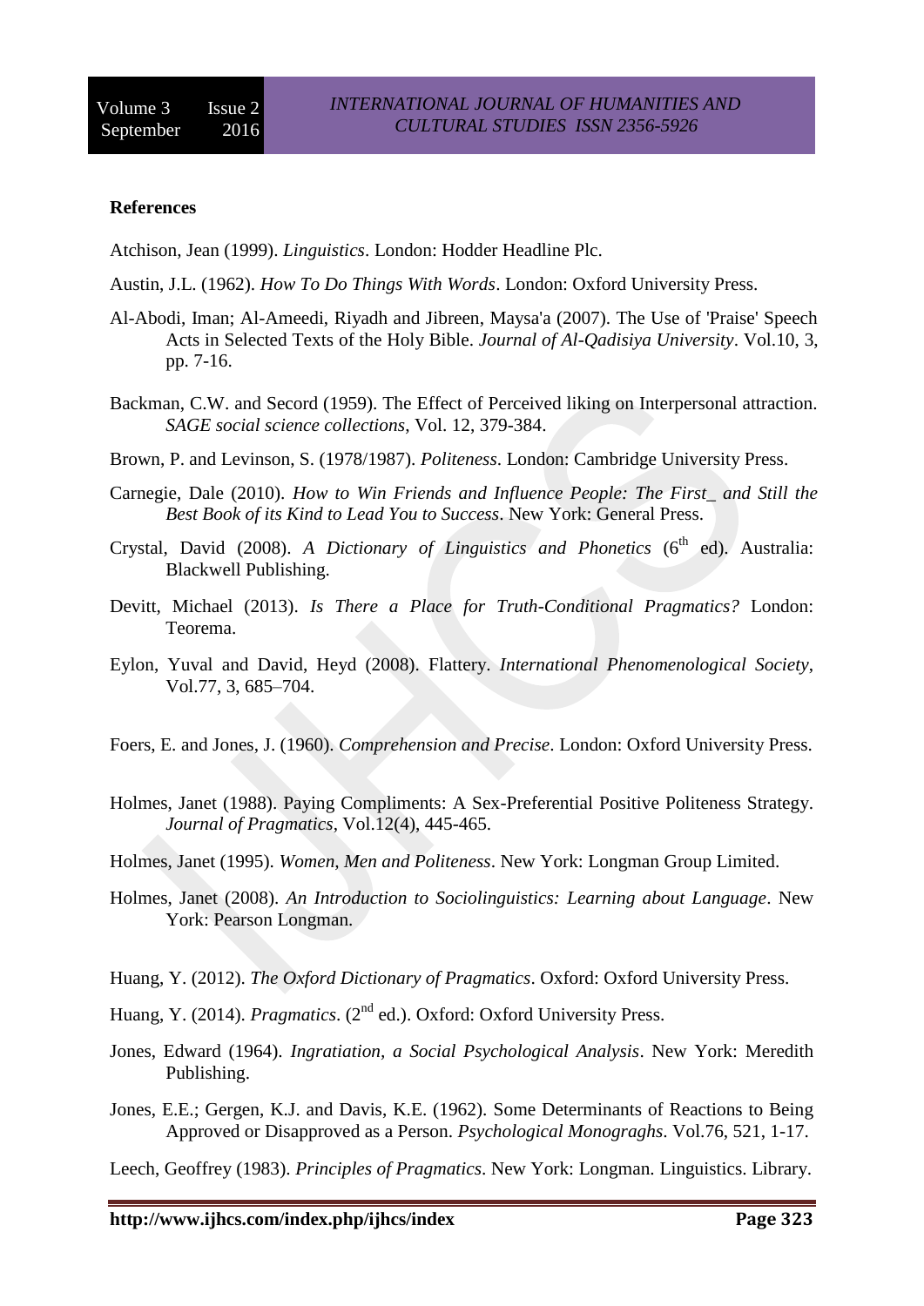**References**

Atchison, Jean (1999). *Linguistics*. London: Hodder Headline Plc.

Austin, J.L. (1962). *How To Do Things With Words*. London: Oxford University Press.

Al-Abodi, Iman; Al-Ameedi, Riyadh and Jibreen, Maysa'a (2007). The Use of 'Praise' Speech Acts in Selected Texts of the Holy Bible. *Journal of Al-Qadisiya University*. Vol.10, 3, pp. 7-16.

Backman, C.W. and Secord (1959). The Effect of Perceived liking on Interpersonal attraction. *SAGE social science collections*, Vol. 12, 379-384.

Brown, P. and Levinson, S. (1978/1987). *Politeness*. London: Cambridge University Press.

Carnegie, Dale (2010). *How to Win Friends and Influence People: The First_ and Still the Best Book of its Kind to Lead You to Success*. New York: General Press.

Crystal, David (2008). *A Dictionary of Linguistics and Phonetics* (6th ed). Australia: Blackwell Publishing.

Devitt, Michael (2013). *Is There a Place for Truth-Conditional Pragmatics?* London: Teorema.

Eylon, Yuval and David, Heyd (2008). Flattery. *International Phenomenological Society*, Vol.77, 3, 685–704.

Foers, E. and Jones, J. (1960). *Comprehension and Precise*. London: Oxford University Press.

Holmes, Janet (1988). Paying Compliments: A Sex-Preferential Positive Politeness Strategy. *Journal of Pragmatics*, Vol.12(4), 445-465.

Holmes, Janet (1995). *Women, Men and Politeness*. New York: Longman Group Limited.

Holmes, Janet (2008). *An Introduction to Sociolinguistics: Learning about Language*. New York: Pearson Longman.

Huang, Y. (2012). *The Oxford Dictionary of Pragmatics*. Oxford: Oxford University Press.

Huang, Y. (2014). *Pragmatics*. (2nd ed.). Oxford: Oxford University Press.

Jones, Edward (1964). *Ingratiation, a Social Psychological Analysis*. New York: Meredith Publishing.

Jones, E.E.; Gergen, K.J. and Davis, K.E. (1962). Some Determinants of Reactions to Being Approved or Disapproved as a Person. *Psychological Monograghs*. Vol.76, 521, 1-17.

Leech, Geoffrey (1983). *Principles of Pragmatics*. New York: Longman. Linguistics. Library.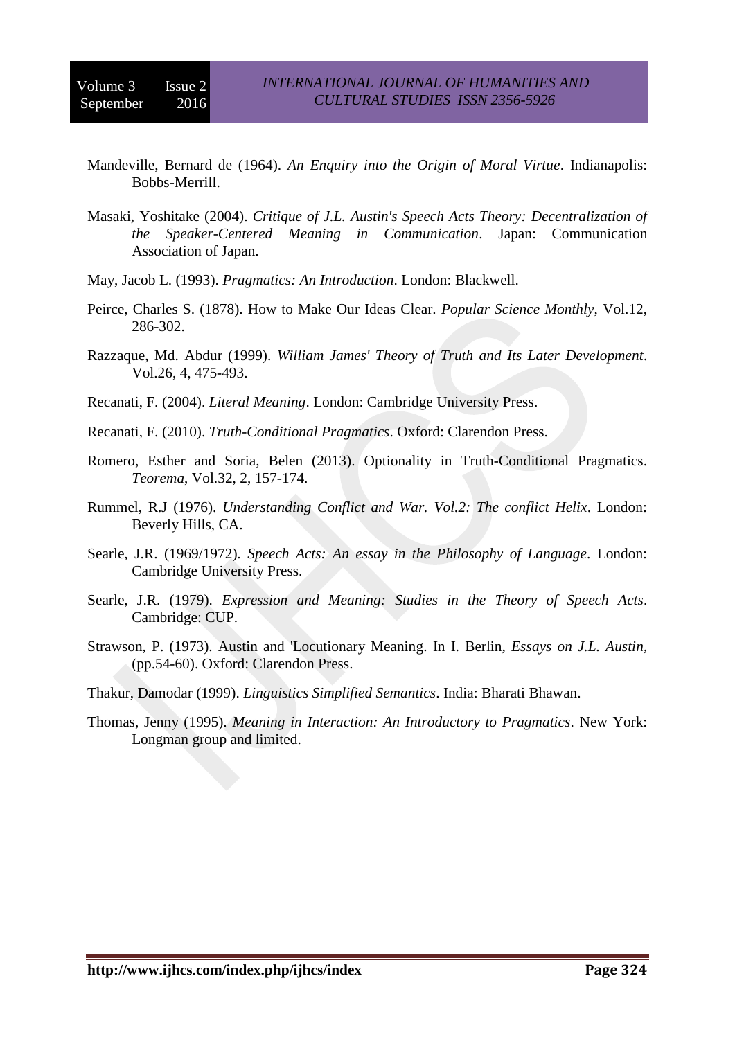Mandeville, Bernard de (1964). *An Enquiry into the Origin of Moral Virtue*. Indianapolis: Bobbs-Merrill.

Masaki, Yoshitake (2004). *Critique of J.L. Austin's Speech Acts Theory: Decentralization of the Speaker-Centered Meaning in Communication*. Japan: Communication Association of Japan.

May, Jacob L. (1993). *Pragmatics: An Introduction*. London: Blackwell.

Peirce, Charles S. (1878). How to Make Our Ideas Clear. *Popular Science Monthly*, Vol.12, 286-302.

Razzaque, Md. Abdur (1999). *William James' Theory of Truth and Its Later Development*. Vol.26, 4, 475-493.

Recanati, F. (2004). *Literal Meaning*. London: Cambridge University Press.

Recanati, F. (2010). *Truth-Conditional Pragmatics*. Oxford: Clarendon Press.

Romero, Esther and Soria, Belen (2013). Optionality in Truth-Conditional Pragmatics. *Teorema*, Vol.32, 2, 157-174.

Rummel, R.J (1976). *Understanding Conflict and War. Vol.2: The conflict Helix*. London: Beverly Hills, CA.

Searle, J.R. (1969/1972). *Speech Acts: An essay in the Philosophy of Language*. London: Cambridge University Press.

Searle, J.R. (1979). *Expression and Meaning: Studies in the Theory of Speech Acts*. Cambridge: CUP.

Strawson, P. (1973). Austin and 'Locutionary Meaning. In I. Berlin, *Essays on J.L. Austin*, (pp.54-60). Oxford: Clarendon Press.

Thakur, Damodar (1999). *Linguistics Simplified Semantics*. India: Bharati Bhawan.

Thomas, Jenny (1995). *Meaning in Interaction: An Introductory to Pragmatics*. New York: Longman group and limited.